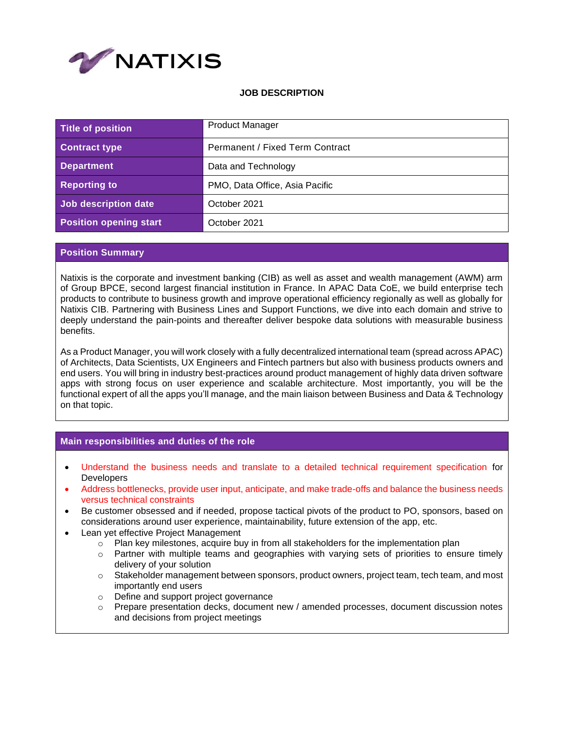NATIXIS

# JOB DESCRIPTION

| Title of position | Product Manager |
| --- | --- |
| Contract type | Permanent / Fixed Term Contract |
| Department | Data and Technology |
| Reporting to | PMO, Data Office, Asia Pacific |
| Job description date | October 2021 |
| Position opening start | October 2021 |

## Position Summary

Natixis is the corporate and investment banking (CIB) as well as asset and wealth management (AWM) arm of Group BPCE, second largest financial institution in France. In APAC Data CoE, we build enterprise tech products to contribute to business growth and improve operational efficiency regionally as well as globally for Natixis CIB. Partnering with Business Lines and Support Functions, we dive into each domain and strive to deeply understand the pain-points and thereafter deliver bespoke data solutions with measurable business benefits.

As a Product Manager, you will work closely with a fully decentralized international team (spread across APAC) of Architects, Data Scientists, UX Engineers and Fintech partners but also with business products owners and end users. You will bring in industry best-practices around product management of highly data driven software apps with strong focus on user experience and scalable architecture. Most importantly, you will be the functional expert of all the apps you'll manage, and the main liaison between Business and Data & Technology on that topic.

## Main responsibilities and duties of the role

- Understand the business needs and translate to a detailed technical requirement specification for Developers
- Address bottlenecks, provide user input, anticipate, and make trade-offs and balance the business needs versus technical constraints
- Be customer obsessed and if needed, propose tactical pivots of the product to PO, sponsors, based on considerations around user experience, maintainability, future extension of the app, etc.
- Lean yet effective Project Management
  - Plan key milestones, acquire buy in from all stakeholders for the implementation plan
  - Partner with multiple teams and geographies with varying sets of priorities to ensure timely delivery of your solution
  - Stakeholder management between sponsors, product owners, project team, tech team, and most importantly end users
  - Define and support project governance
  - Prepare presentation decks, document new / amended processes, document discussion notes and decisions from project meetings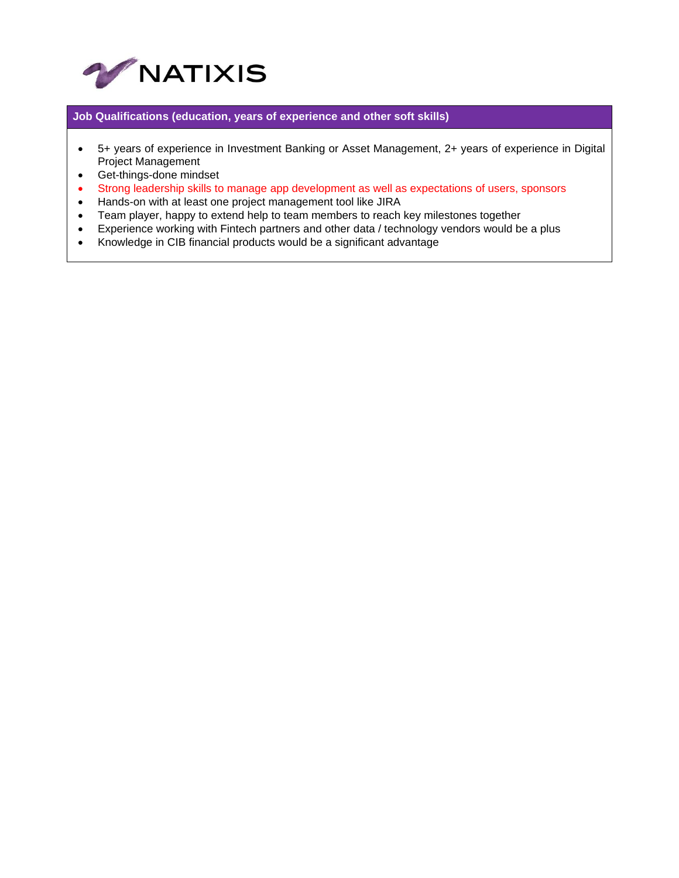NATIXIS

**Job Qualifications (education, years of experience and other soft skills)**

- 5+ years of experience in Investment Banking or Asset Management, 2+ years of experience in Digital Project Management
- Get-things-done mindset
- Strong leadership skills to manage app development as well as expectations of users, sponsors
- Hands-on with at least one project management tool like JIRA
- Team player, happy to extend help to team members to reach key milestones together
- Experience working with Fintech partners and other data / technology vendors would be a plus
- Knowledge in CIB financial products would be a significant advantage